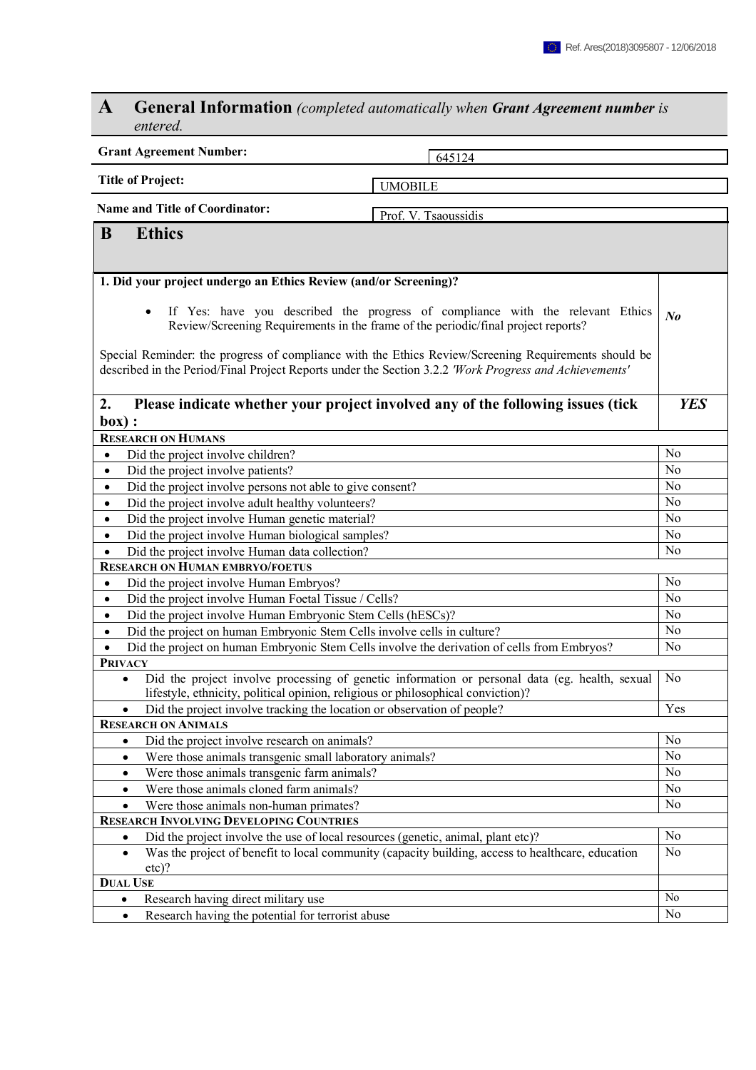Ref. Ares(2018)3095807 - 12/06/2018

# A General Information *(completed automatically when **Grant Agreement number** is entered.*

| | |
|---|---|
| **Grant Agreement Number:** | 645124 |
| **Title of Project:** | UMOBILE |
| **Name and Title of Coordinator:** | Prof. V. Tsaoussidis |

# B Ethics

| | |
|---|---|
| **1. Did your project undergo an Ethics Review (and/or Screening)?**<br><br>• If Yes: have you described the progress of compliance with the relevant Ethics Review/Screening Requirements in the frame of the periodic/final project reports?<br><br>Special Reminder: the progress of compliance with the Ethics Review/Screening Requirements should be described in the Period/Final Project Reports under the Section 3.2.2 *'Work Progress and Achievements'* | ***No*** |
| **2. Please indicate whether your project involved any of the following issues (tick box) :** | ***YES*** |
| **RESEARCH ON HUMANS** | |
| • Did the project involve children? | No |
| • Did the project involve patients? | No |
| • Did the project involve persons not able to give consent? | No |
| • Did the project involve adult healthy volunteers? | No |
| • Did the project involve Human genetic material? | No |
| • Did the project involve Human biological samples? | No |
| • Did the project involve Human data collection? | No |
| **RESEARCH ON HUMAN EMBRYO/FOETUS** | |
| • Did the project involve Human Embryos? | No |
| • Did the project involve Human Foetal Tissue / Cells? | No |
| • Did the project involve Human Embryonic Stem Cells (hESCs)? | No |
| • Did the project on human Embryonic Stem Cells involve cells in culture? | No |
| • Did the project on human Embryonic Stem Cells involve the derivation of cells from Embryos? | No |
| **PRIVACY** | |
| • Did the project involve processing of genetic information or personal data (eg. health, sexual lifestyle, ethnicity, political opinion, religious or philosophical conviction)? | No |
| • Did the project involve tracking the location or observation of people? | Yes |
| **RESEARCH ON ANIMALS** | |
| • Did the project involve research on animals? | No |
| • Were those animals transgenic small laboratory animals? | No |
| • Were those animals transgenic farm animals? | No |
| • Were those animals cloned farm animals? | No |
| • Were those animals non-human primates? | No |
| **RESEARCH INVOLVING DEVELOPING COUNTRIES** | |
| • Did the project involve the use of local resources (genetic, animal, plant etc)? | No |
| • Was the project of benefit to local community (capacity building, access to healthcare, education etc)? | No |
| **DUAL USE** | |
| • Research having direct military use | No |
| • Research having the potential for terrorist abuse | No |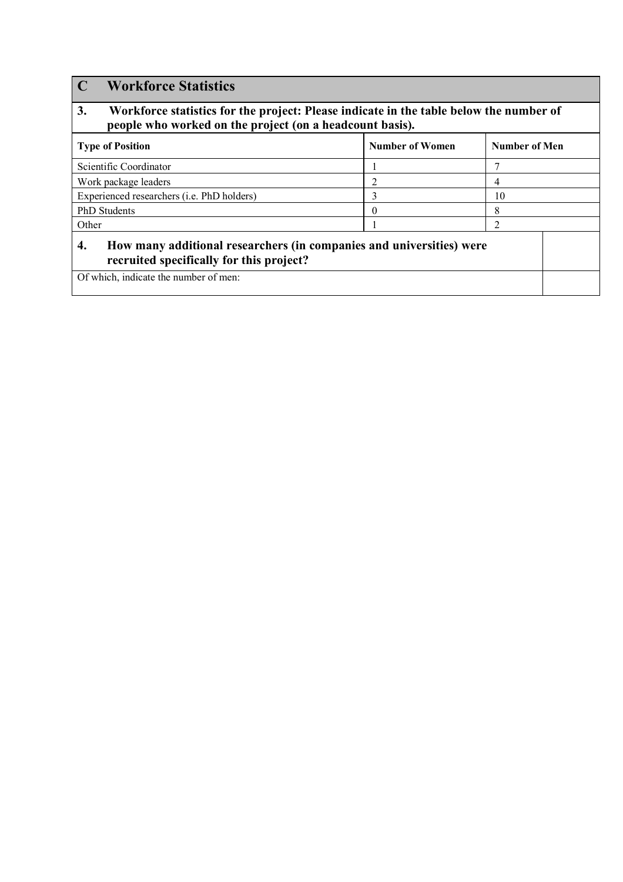## C Workforce Statistics

### 3. Workforce statistics for the project: Please indicate in the table below the number of people who worked on the project (on a headcount basis).

| Type of Position | Number of Women | Number of Men |
|---|---|---|
| Scientific Coordinator | 1 | 7 |
| Work package leaders | 2 | 4 |
| Experienced researchers (i.e. PhD holders) | 3 | 10 |
| PhD Students | 0 | 8 |
| Other | 1 | 2 |

| **4. How many additional researchers (in companies and universities) were recruited specifically for this project?** | |
|---|---|
| Of which, indicate the number of men: | |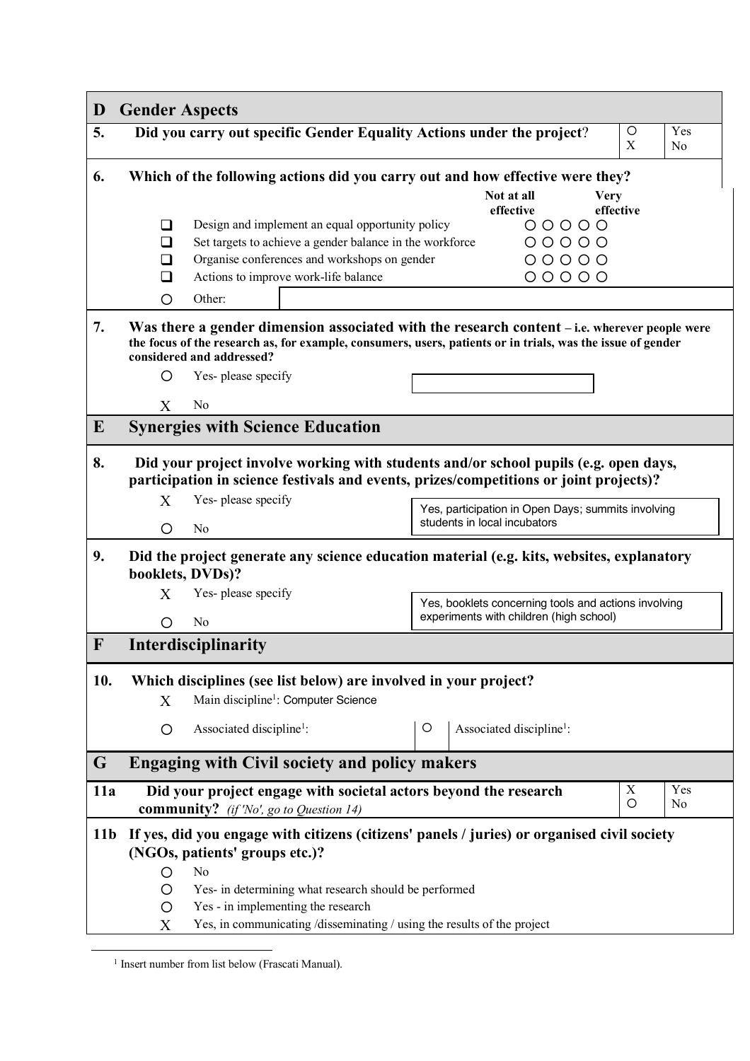## D Gender Aspects

**5. Did you carry out specific Gender Equality Actions under the project?**

| | |
|---|---|
| ○ | Yes |
| X | No |

**6. Which of the following actions did you carry out and how effective were they?**

| | Action | Not at all effective → Very effective |
|---|---|---|
| ❑ | Design and implement an equal opportunity policy | ○ ○ ○ ○ ○ |
| ❑ | Set targets to achieve a gender balance in the workforce | ○ ○ ○ ○ ○ |
| ❑ | Organise conferences and workshops on gender | ○ ○ ○ ○ ○ |
| ❑ | Actions to improve work-life balance | ○ ○ ○ ○ ○ |
| ○ | Other: | |

**7. Was there a gender dimension associated with the research content** – **i.e. wherever people were the focus of the research as, for example, consumers, users, patients or in trials, was the issue of gender considered and addressed?**

- ○ Yes- please specify
- X No

## E Synergies with Science Education

**8. Did your project involve working with students and/or school pupils (e.g. open days, participation in science festivals and events, prizes/competitions or joint projects)?**

- X Yes- please specify: Yes, participation in Open Days; summits involving students in local incubators
- ○ No

**9. Did the project generate any science education material (e.g. kits, websites, explanatory booklets, DVDs)?**

- X Yes- please specify: Yes, booklets concerning tools and actions involving experiments with children (high school)
- ○ No

## F Interdisciplinarity

**10. Which disciplines (see list below) are involved in your project?**

- X Main discipline[1]: Computer Science
- ○ Associated discipline[1]:
- ○ Associated discipline[1]:

## G Engaging with Civil society and policy makers

**11a Did your project engage with societal actors beyond the research community?** *(if 'No', go to Question 14)*

| | |
|---|---|
| X | Yes |
| ○ | No |

**11b If yes, did you engage with citizens (citizens' panels / juries) or organised civil society (NGOs, patients' groups etc.)?**

- ○ No
- ○ Yes- in determining what research should be performed
- ○ Yes - in implementing the research
- X Yes, in communicating /disseminating / using the results of the project

[1] Insert number from list below (Frascati Manual).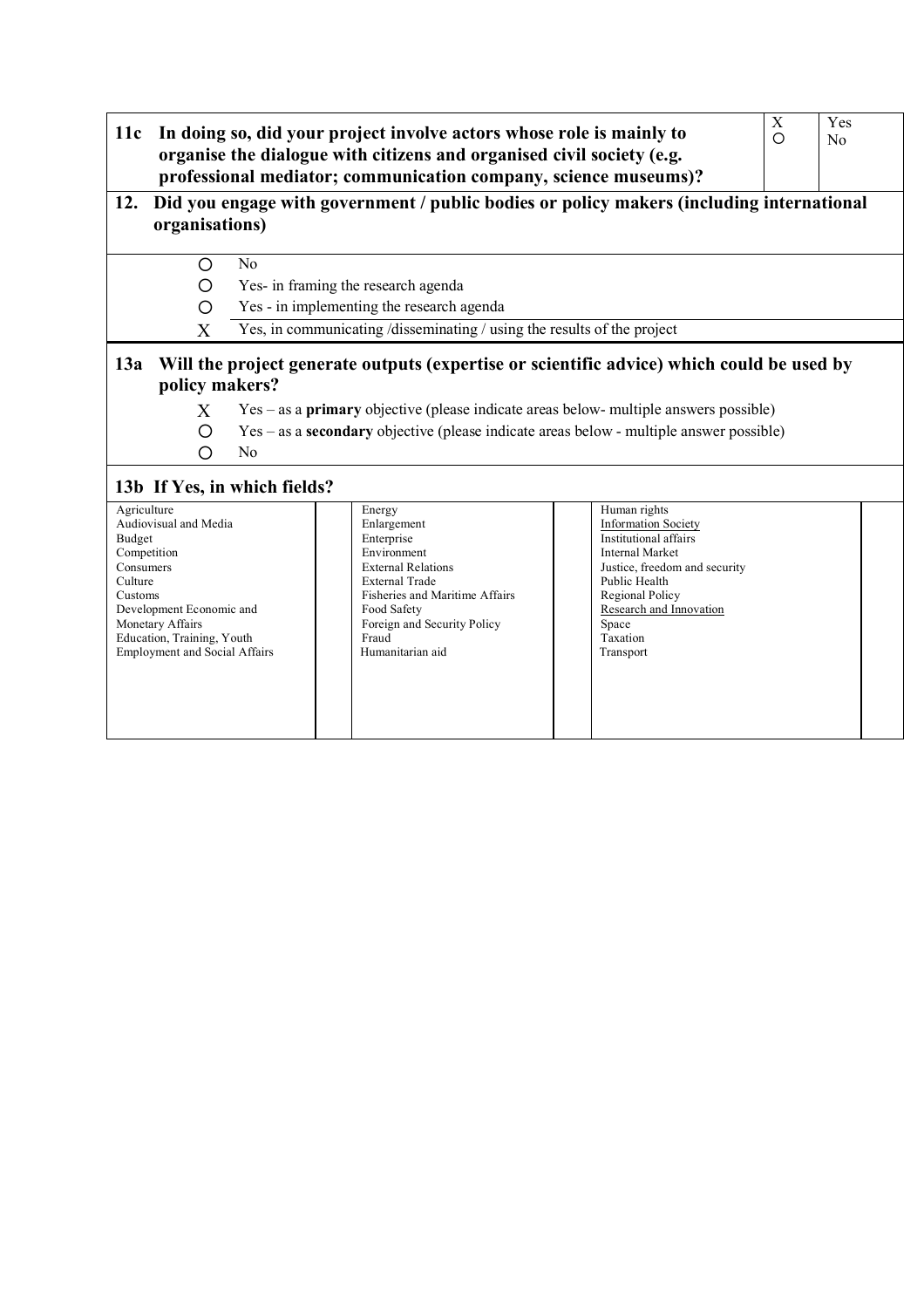| **11c In doing so, did your project involve actors whose role is mainly to organise the dialogue with citizens and organised civil society (e.g. professional mediator; communication company, science museums)?** | X<br>○ | Yes<br>No |
|---|---|---|

**12. Did you engage with government / public bodies or policy makers (including international organisations)**

| | |
|---|---|
| ○ | No |
| ○ | Yes- in framing the research agenda |
| ○ | Yes - in implementing the research agenda |
| X | Yes, in communicating /disseminating / using the results of the project |

**13a Will the project generate outputs (expertise or scientific advice) which could be used by policy makers?**

| | |
|---|---|
| X | Yes – as a **primary** objective (please indicate areas below- multiple answers possible) |
| ○ | Yes – as a **secondary** objective (please indicate areas below - multiple answer possible) |
| ○ | No |

**13b If Yes, in which fields?**

| | | | | | |
|---|---|---|---|---|---|
| Agriculture<br>Audiovisual and Media<br>Budget<br>Competition<br>Consumers<br>Culture<br>Customs<br>Development Economic and Monetary Affairs<br>Education, Training, Youth<br>Employment and Social Affairs | | Energy<br>Enlargement<br>Enterprise<br>Environment<br>External Relations<br>External Trade<br>Fisheries and Maritime Affairs<br>Food Safety<br>Foreign and Security Policy<br>Fraud<br>Humanitarian aid | | Human rights<br>Information Society<br>Institutional affairs<br>Internal Market<br>Justice, freedom and security<br>Public Health<br>Regional Policy<br>Research and Innovation<br>Space<br>Taxation<br>Transport | |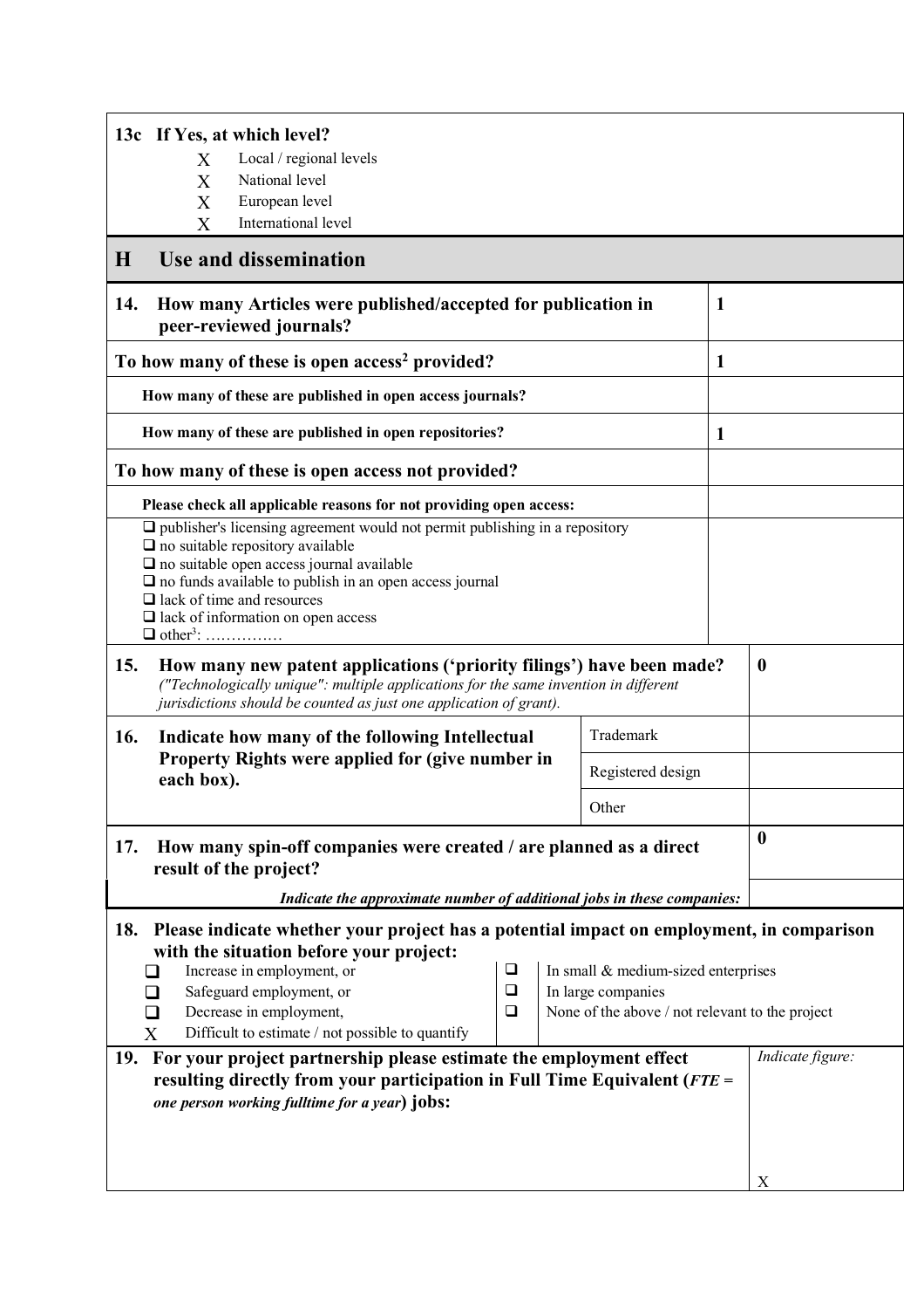**13c If Yes, at which level?**

- X Local / regional levels
- X National level
- X European level
- X International level

## H Use and dissemination

| | |
|---|---|
| **14. How many Articles were published/accepted for publication in peer-reviewed journals?** | **1** |
| **To how many of these is open access[2] provided?** | **1** |
| **How many of these are published in open access journals?** | |
| **How many of these are published in open repositories?** | **1** |
| **To how many of these is open access not provided?** | |
| **Please check all applicable reasons for not providing open access:** | |
| ❑ publisher's licensing agreement would not permit publishing in a repository<br>❑ no suitable repository available<br>❑ no suitable open access journal available<br>❑ no funds available to publish in an open access journal<br>❑ lack of time and resources<br>❑ lack of information on open access<br>❑ other[3]: …………… | |

| | | |
|---|---|---|
| **15. How many new patent applications ('priority filings') have been made?** *("Technologically unique": multiple applications for the same invention in different jurisdictions should be counted as just one application of grant).* | | **0** |
| **16. Indicate how many of the following Intellectual Property Rights were applied for (give number in each box).** | Trademark | |
| | Registered design | |
| | Other | |

| | |
|---|---|
| **17. How many spin-off companies were created / are planned as a direct result of the project?** | **0** |
| ***Indicate the approximate number of additional jobs in these companies:*** | |

**18. Please indicate whether your project has a potential impact on employment, in comparison with the situation before your project:**

| | |
|---|---|
| ❑ Increase in employment, or | ❑ In small & medium-sized enterprises |
| ❑ Safeguard employment, or | ❑ In large companies |
| ❑ Decrease in employment, | ❑ None of the above / not relevant to the project |
| X Difficult to estimate / not possible to quantify | |

| | |
|---|---|
| **19. For your project partnership please estimate the employment effect resulting directly from your participation in Full Time Equivalent (*FTE = one person working fulltime for a year*) jobs:** | *Indicate figure:*<br><br>X |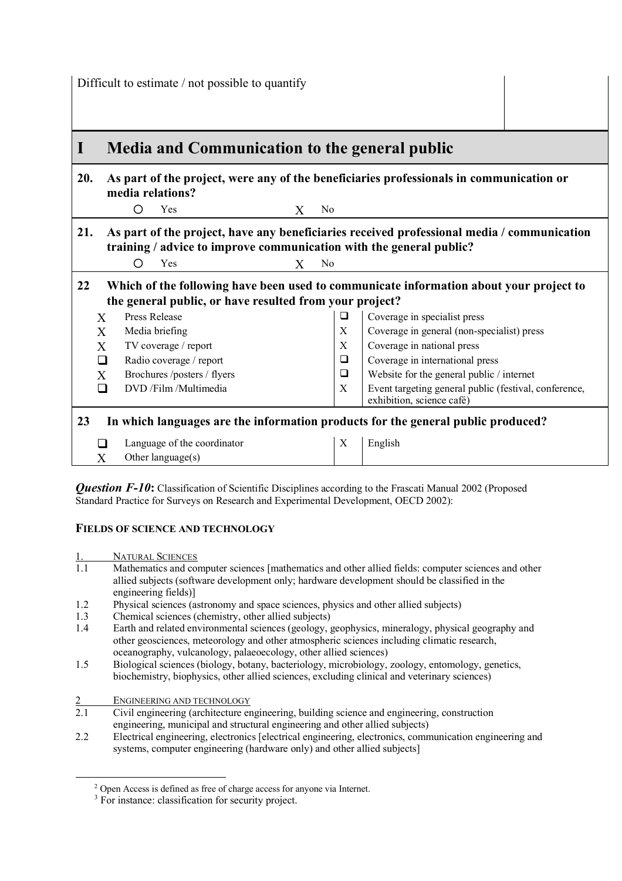| Difficult to estimate / not possible to quantify | |
|---|---|

## I Media and Communication to the general public

**20. As part of the project, were any of the beneficiaries professionals in communication or media relations?**

○ Yes X No

**21. As part of the project, have any beneficiaries received professional media / communication training / advice to improve communication with the general public?**

○ Yes X No

**22 Which of the following have been used to communicate information about your project to the general public, or have resulted from your project?**

| | | | |
|---|---|---|---|
| X | Press Release | ❑ | Coverage in specialist press |
| X | Media briefing | X | Coverage in general (non-specialist) press |
| X | TV coverage / report | X | Coverage in national press |
| ❑ | Radio coverage / report | ❑ | Coverage in international press |
| X | Brochures /posters / flyers | ❑ | Website for the general public / internet |
| ❑ | DVD /Film /Multimedia | X | Event targeting general public (festival, conference, exhibition, science café) |

**23 In which languages are the information products for the general public produced?**

| | | | |
|---|---|---|---|
| ❑ | Language of the coordinator | X | English |
| X | Other language(s) | | |

***Question F-10*:** Classification of Scientific Disciplines according to the Frascati Manual 2002 (Proposed Standard Practice for Surveys on Research and Experimental Development, OECD 2002):

**FIELDS OF SCIENCE AND TECHNOLOGY**

1. NATURAL SCIENCES

1.1 Mathematics and computer sciences [mathematics and other allied fields: computer sciences and other allied subjects (software development only; hardware development should be classified in the engineering fields)]

1.2 Physical sciences (astronomy and space sciences, physics and other allied subjects)

1.3 Chemical sciences (chemistry, other allied subjects)

1.4 Earth and related environmental sciences (geology, geophysics, mineralogy, physical geography and other geosciences, meteorology and other atmospheric sciences including climatic research, oceanography, vulcanology, palaeoecology, other allied sciences)

1.5 Biological sciences (biology, botany, bacteriology, microbiology, zoology, entomology, genetics, biochemistry, biophysics, other allied sciences, excluding clinical and veterinary sciences)

2 ENGINEERING AND TECHNOLOGY

2.1 Civil engineering (architecture engineering, building science and engineering, construction engineering, municipal and structural engineering and other allied subjects)

2.2 Electrical engineering, electronics [electrical engineering, electronics, communication engineering and systems, computer engineering (hardware only) and other allied subjects]

---

[2] Open Access is defined as free of charge access for anyone via Internet.

[3] For instance: classification for security project.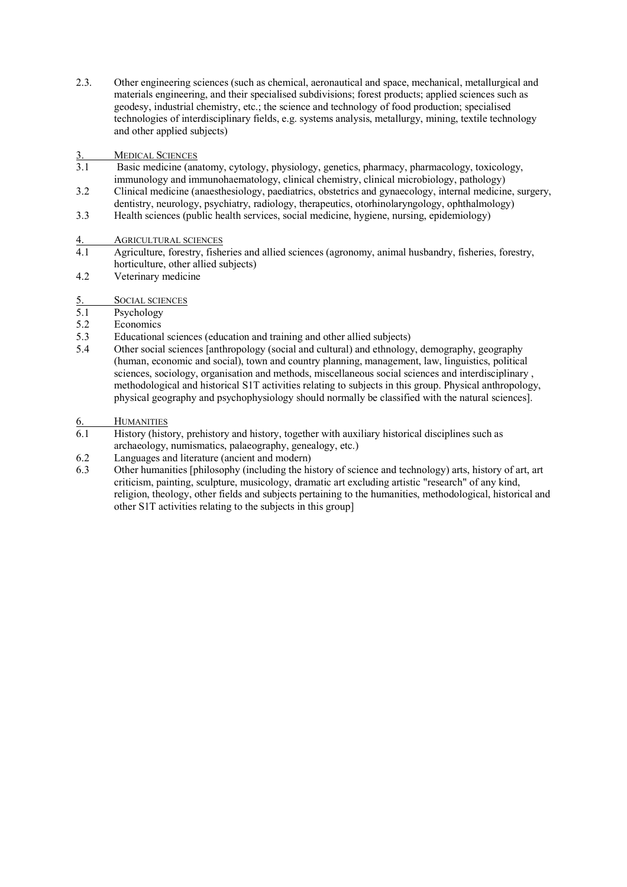2.3. Other engineering sciences (such as chemical, aeronautical and space, mechanical, metallurgical and materials engineering, and their specialised subdivisions; forest products; applied sciences such as geodesy, industrial chemistry, etc.; the science and technology of food production; specialised technologies of interdisciplinary fields, e.g. systems analysis, metallurgy, mining, textile technology and other applied subjects)

3. MEDICAL SCIENCES

3.1 Basic medicine (anatomy, cytology, physiology, genetics, pharmacy, pharmacology, toxicology, immunology and immunohaematology, clinical chemistry, clinical microbiology, pathology)

3.2 Clinical medicine (anaesthesiology, paediatrics, obstetrics and gynaecology, internal medicine, surgery, dentistry, neurology, psychiatry, radiology, therapeutics, otorhinolaryngology, ophthalmology)

3.3 Health sciences (public health services, social medicine, hygiene, nursing, epidemiology)

4. AGRICULTURAL SCIENCES

4.1 Agriculture, forestry, fisheries and allied sciences (agronomy, animal husbandry, fisheries, forestry, horticulture, other allied subjects)

4.2 Veterinary medicine

5. SOCIAL SCIENCES

5.1 Psychology

5.2 Economics

5.3 Educational sciences (education and training and other allied subjects)

5.4 Other social sciences [anthropology (social and cultural) and ethnology, demography, geography (human, economic and social), town and country planning, management, law, linguistics, political sciences, sociology, organisation and methods, miscellaneous social sciences and interdisciplinary , methodological and historical S1T activities relating to subjects in this group. Physical anthropology, physical geography and psychophysiology should normally be classified with the natural sciences].

6. HUMANITIES

6.1 History (history, prehistory and history, together with auxiliary historical disciplines such as archaeology, numismatics, palaeography, genealogy, etc.)

6.2 Languages and literature (ancient and modern)

6.3 Other humanities [philosophy (including the history of science and technology) arts, history of art, art criticism, painting, sculpture, musicology, dramatic art excluding artistic "research" of any kind, religion, theology, other fields and subjects pertaining to the humanities, methodological, historical and other S1T activities relating to the subjects in this group]